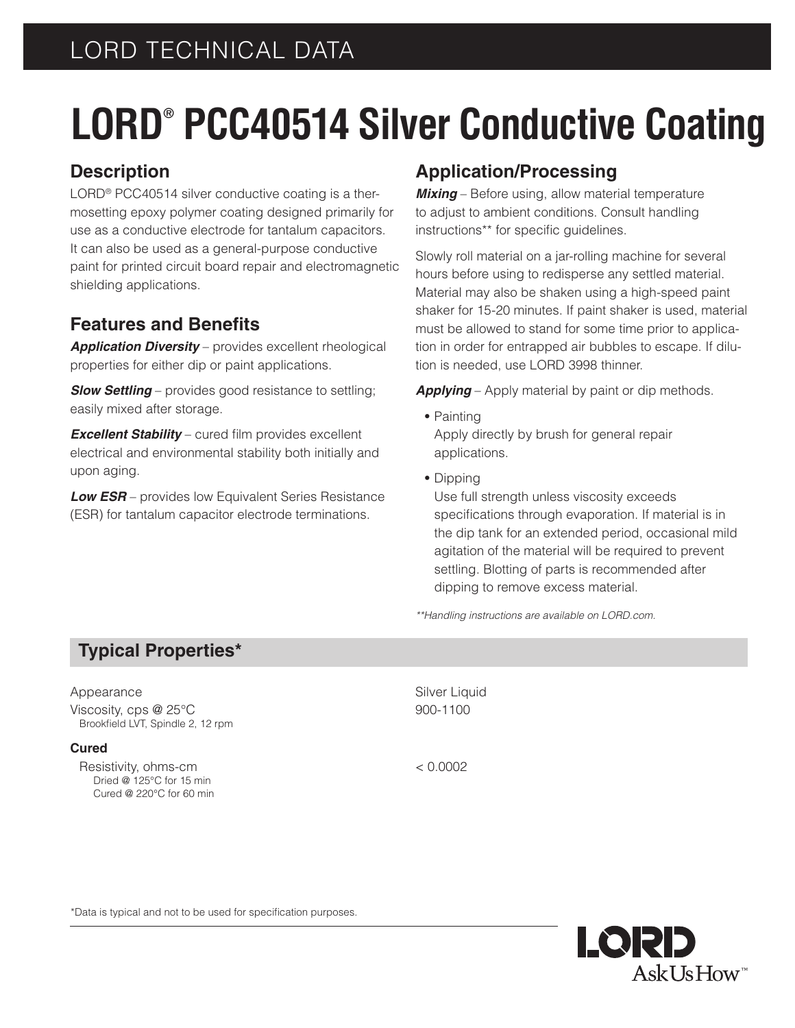LORD TECHNICAL DATA

# LORD® PCC40514 Silver Conductive Coating

## Description

LORD® PCC40514 silver conductive coating is a thermosetting epoxy polymer coating designed primarily for use as a conductive electrode for tantalum capacitors. It can also be used as a general-purpose conductive paint for printed circuit board repair and electromagnetic shielding applications.

## Features and Benefits

***Application Diversity*** – provides excellent rheological properties for either dip or paint applications.

***Slow Settling*** – provides good resistance to settling; easily mixed after storage.

***Excellent Stability*** – cured film provides excellent electrical and environmental stability both initially and upon aging.

***Low ESR*** – provides low Equivalent Series Resistance (ESR) for tantalum capacitor electrode terminations.

## Application/Processing

***Mixing*** – Before using, allow material temperature to adjust to ambient conditions. Consult handling instructions** for specific guidelines.

Slowly roll material on a jar-rolling machine for several hours before using to redisperse any settled material. Material may also be shaken using a high-speed paint shaker for 15-20 minutes. If paint shaker is used, material must be allowed to stand for some time prior to application in order for entrapped air bubbles to escape. If dilution is needed, use LORD 3998 thinner.

***Applying*** – Apply material by paint or dip methods.

- Painting
  Apply directly by brush for general repair applications.
- Dipping
  Use full strength unless viscosity exceeds specifications through evaporation. If material is in the dip tank for an extended period, occasional mild agitation of the material will be required to prevent settling. Blotting of parts is recommended after dipping to remove excess material.

*\*\*Handling instructions are available on LORD.com.*

## Typical Properties*

| Property | Value |
|---|---|
| Appearance | Silver Liquid |
| Viscosity, cps @ 25°C<br>Brookfield LVT, Spindle 2, 12 rpm | 900-1100 |
| **Cured** | |
| Resistivity, ohms-cm<br>Dried @ 125°C for 15 min<br>Cured @ 220°C for 60 min | < 0.0002 |

*Data is typical and not to be used for specification purposes.

LORD AskUsHow™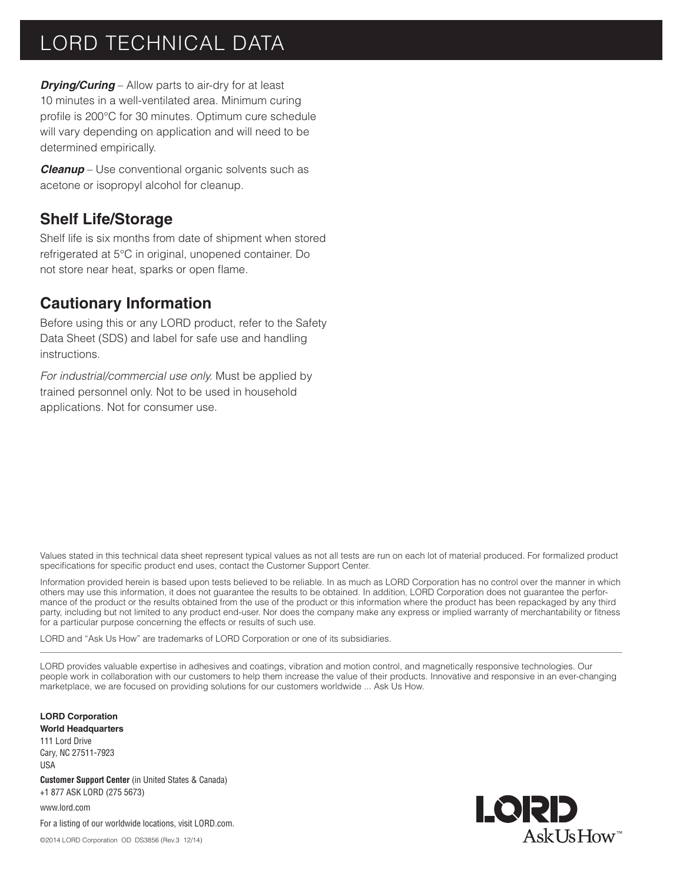**_Drying/Curing_** – Allow parts to air-dry for at least 10 minutes in a well-ventilated area. Minimum curing profile is 200°C for 30 minutes. Optimum cure schedule will vary depending on application and will need to be determined empirically.

**_Cleanup_** – Use conventional organic solvents such as acetone or isopropyl alcohol for cleanup.

## Shelf Life/Storage

Shelf life is six months from date of shipment when stored refrigerated at 5°C in original, unopened container. Do not store near heat, sparks or open flame.

## Cautionary Information

Before using this or any LORD product, refer to the Safety Data Sheet (SDS) and label for safe use and handling instructions.

*For industrial/commercial use only.* Must be applied by trained personnel only. Not to be used in household applications. Not for consumer use.

Values stated in this technical data sheet represent typical values as not all tests are run on each lot of material produced. For formalized product specifications for specific product end uses, contact the Customer Support Center.

Information provided herein is based upon tests believed to be reliable. In as much as LORD Corporation has no control over the manner in which others may use this information, it does not guarantee the results to be obtained. In addition, LORD Corporation does not guarantee the performance of the product or the results obtained from the use of the product or this information where the product has been repackaged by any third party, including but not limited to any product end-user. Nor does the company make any express or implied warranty of merchantability or fitness for a particular purpose concerning the effects or results of such use.

LORD and "Ask Us How" are trademarks of LORD Corporation or one of its subsidiaries.

---

LORD provides valuable expertise in adhesives and coatings, vibration and motion control, and magnetically responsive technologies. Our people work in collaboration with our customers to help them increase the value of their products. Innovative and responsive in an ever-changing marketplace, we are focused on providing solutions for our customers worldwide ... Ask Us How.

**LORD Corporation**
**World Headquarters**
111 Lord Drive
Cary, NC 27511-7923
USA

**Customer Support Center** (in United States & Canada)
+1 877 ASK LORD (275 5673)

www.lord.com

For a listing of our worldwide locations, visit LORD.com.

©2014 LORD Corporation OD DS3856 (Rev.3 12/14)

LORD
Ask Us How™